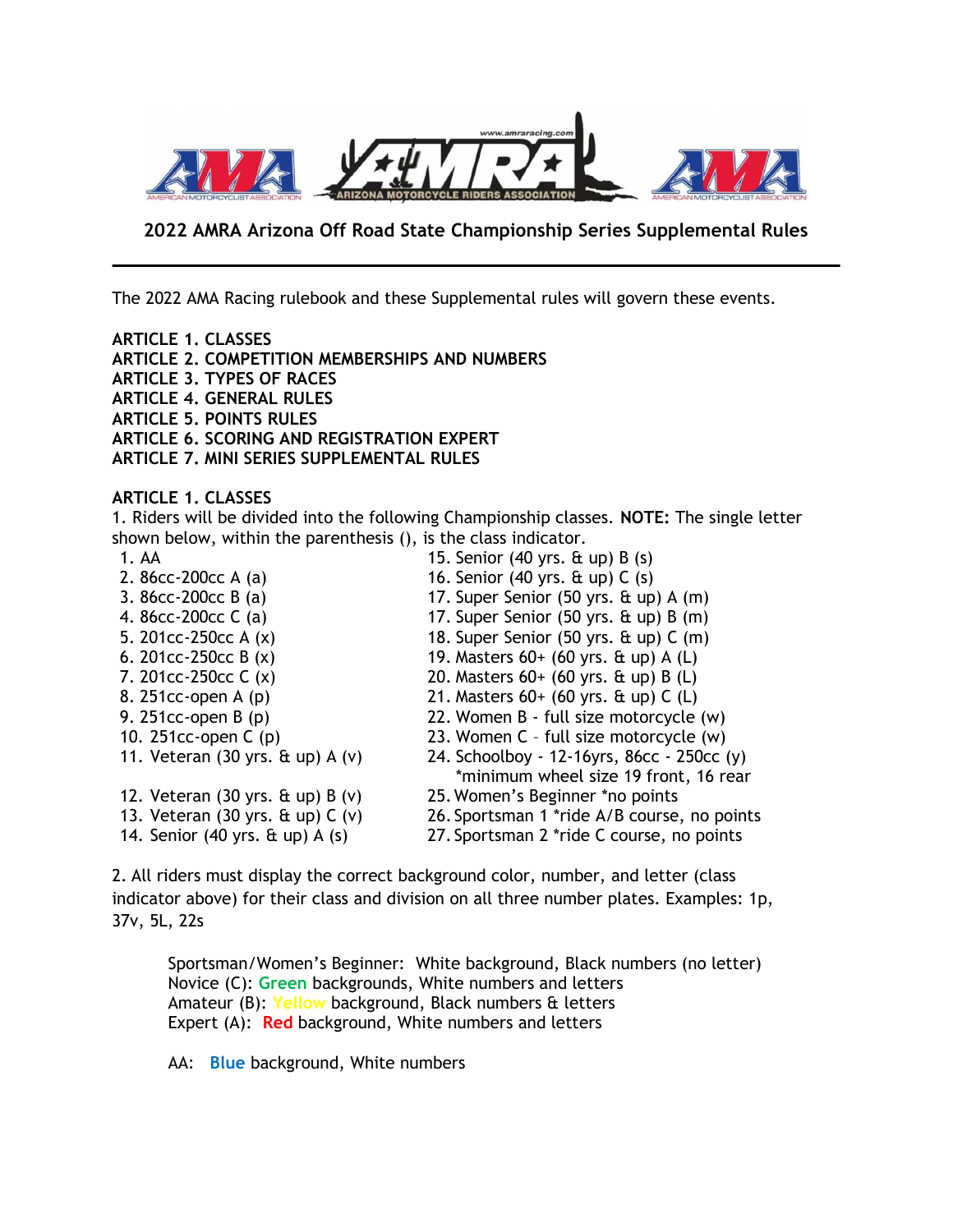# 2022 AMRA Arizona Off Road State Championship Series Supplemental Rules

The 2022 AMA Racing rulebook and these Supplemental rules will govern these events.

**ARTICLE 1. CLASSES**
**ARTICLE 2. COMPETITION MEMBERSHIPS AND NUMBERS**
**ARTICLE 3. TYPES OF RACES**
**ARTICLE 4. GENERAL RULES**
**ARTICLE 5. POINTS RULES**
**ARTICLE 6. SCORING AND REGISTRATION EXPERT**
**ARTICLE 7. MINI SERIES SUPPLEMENTAL RULES**

## ARTICLE 1. CLASSES

1. Riders will be divided into the following Championship classes. **NOTE:** The single letter shown below, within the parenthesis (), is the class indicator.

1. AA
2. 86cc-200cc A (a)
3. 86cc-200cc B (a)
4. 86cc-200cc C (a)
5. 201cc-250cc A (x)
6. 201cc-250cc B (x)
7. 201cc-250cc C (x)
8. 251cc-open A (p)
9. 251cc-open B (p)
10. 251cc-open C (p)
11. Veteran (30 yrs. & up) A (v)
12. Veteran (30 yrs. & up) B (v)
13. Veteran (30 yrs. & up) C (v)
14. Senior (40 yrs. & up) A (s)
15. Senior (40 yrs. & up) B (s)
16. Senior (40 yrs. & up) C (s)
17. Super Senior (50 yrs. & up) A (m)
17. Super Senior (50 yrs. & up) B (m)
18. Super Senior (50 yrs. & up) C (m)
19. Masters 60+ (60 yrs. & up) A (L)
20. Masters 60+ (60 yrs. & up) B (L)
21. Masters 60+ (60 yrs. & up) C (L)
22. Women B - full size motorcycle (w)
23. Women C – full size motorcycle (w)
24. Schoolboy - 12-16yrs, 86cc - 250cc (y) *minimum wheel size 19 front, 16 rear
25. Women's Beginner *no points
26. Sportsman 1 *ride A/B course, no points
27. Sportsman 2 *ride C course, no points

2. All riders must display the correct background color, number, and letter (class indicator above) for their class and division on all three number plates. Examples: 1p, 37v, 5L, 22s

Sportsman/Women's Beginner: White background, Black numbers (no letter)
Novice (C): Green backgrounds, White numbers and letters
Amateur (B): Yellow background, Black numbers & letters
Expert (A): Red background, White numbers and letters

AA: Blue background, White numbers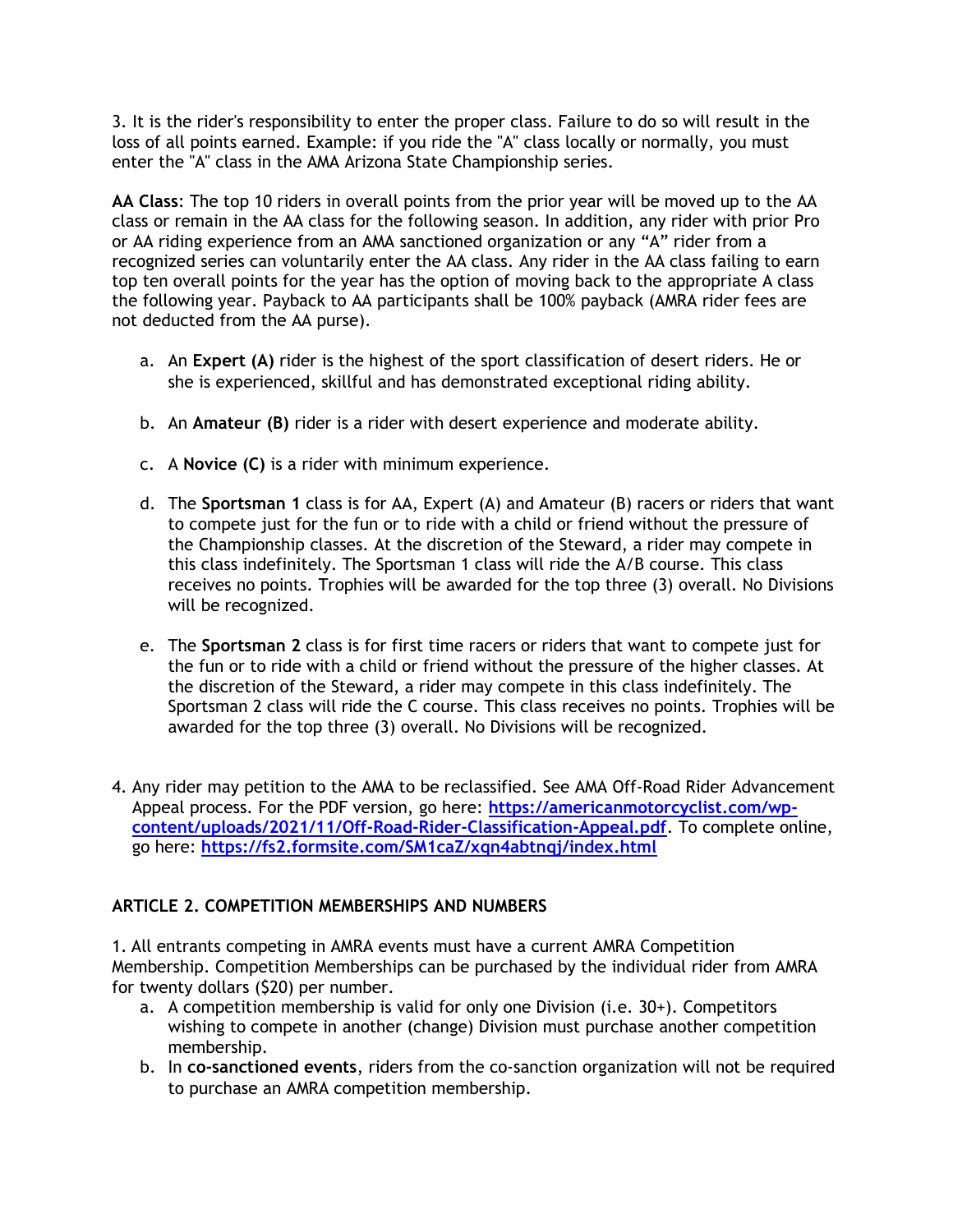3. It is the rider's responsibility to enter the proper class. Failure to do so will result in the loss of all points earned. Example: if you ride the "A" class locally or normally, you must enter the "A" class in the AMA Arizona State Championship series.

**AA Class**: The top 10 riders in overall points from the prior year will be moved up to the AA class or remain in the AA class for the following season. In addition, any rider with prior Pro or AA riding experience from an AMA sanctioned organization or any "A" rider from a recognized series can voluntarily enter the AA class. Any rider in the AA class failing to earn top ten overall points for the year has the option of moving back to the appropriate A class the following year. Payback to AA participants shall be 100% payback (AMRA rider fees are not deducted from the AA purse).

a. An **Expert (A)** rider is the highest of the sport classification of desert riders. He or she is experienced, skillful and has demonstrated exceptional riding ability.

b. An **Amateur (B)** rider is a rider with desert experience and moderate ability.

c. A **Novice (C)** is a rider with minimum experience.

d. The **Sportsman 1** class is for AA, Expert (A) and Amateur (B) racers or riders that want to compete just for the fun or to ride with a child or friend without the pressure of the Championship classes. At the discretion of the Steward, a rider may compete in this class indefinitely. The Sportsman 1 class will ride the A/B course. This class receives no points. Trophies will be awarded for the top three (3) overall. No Divisions will be recognized.

e. The **Sportsman 2** class is for first time racers or riders that want to compete just for the fun or to ride with a child or friend without the pressure of the higher classes. At the discretion of the Steward, a rider may compete in this class indefinitely. The Sportsman 2 class will ride the C course. This class receives no points. Trophies will be awarded for the top three (3) overall. No Divisions will be recognized.

4. Any rider may petition to the AMA to be reclassified. See AMA Off-Road Rider Advancement Appeal process. For the PDF version, go here: **https://americanmotorcyclist.com/wp-content/uploads/2021/11/Off-Road-Rider-Classification-Appeal.pdf**. To complete online, go here: **https://fs2.formsite.com/SM1caZ/xqn4abtnqj/index.html**

## ARTICLE 2. COMPETITION MEMBERSHIPS AND NUMBERS

1. All entrants competing in AMRA events must have a current AMRA Competition Membership. Competition Memberships can be purchased by the individual rider from AMRA for twenty dollars ($20) per number.

   a. A competition membership is valid for only one Division (i.e. 30+). Competitors wishing to compete in another (change) Division must purchase another competition membership.

   b. In **co-sanctioned events**, riders from the co-sanction organization will not be required to purchase an AMRA competition membership.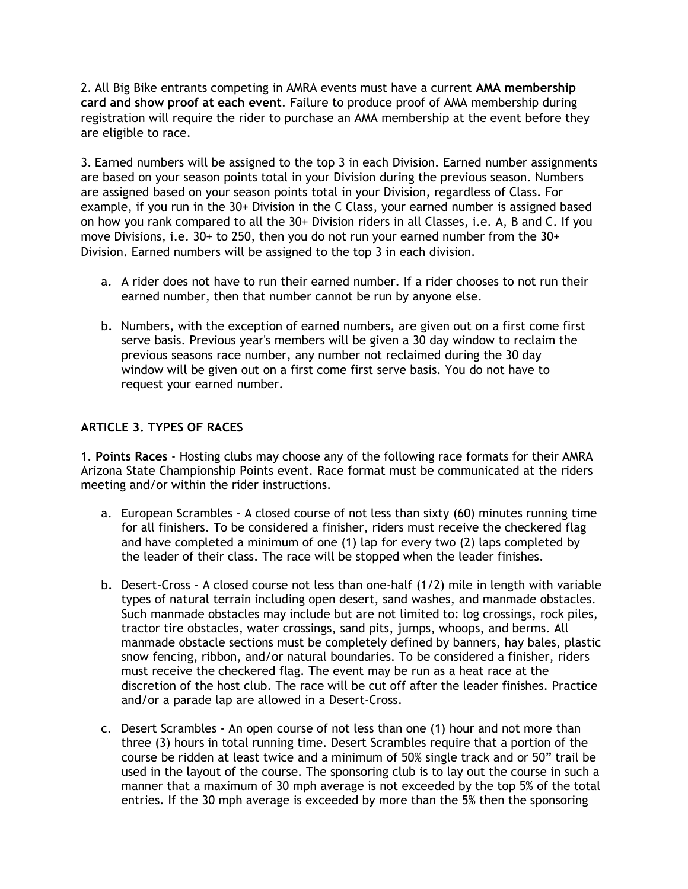2. All Big Bike entrants competing in AMRA events must have a current **AMA membership card and show proof at each event**. Failure to produce proof of AMA membership during registration will require the rider to purchase an AMA membership at the event before they are eligible to race.

3. Earned numbers will be assigned to the top 3 in each Division. Earned number assignments are based on your season points total in your Division during the previous season. Numbers are assigned based on your season points total in your Division, regardless of Class. For example, if you run in the 30+ Division in the C Class, your earned number is assigned based on how you rank compared to all the 30+ Division riders in all Classes, i.e. A, B and C. If you move Divisions, i.e. 30+ to 250, then you do not run your earned number from the 30+ Division. Earned numbers will be assigned to the top 3 in each division.

a. A rider does not have to run their earned number. If a rider chooses to not run their earned number, then that number cannot be run by anyone else.

b. Numbers, with the exception of earned numbers, are given out on a first come first serve basis. Previous year's members will be given a 30 day window to reclaim the previous seasons race number, any number not reclaimed during the 30 day window will be given out on a first come first serve basis. You do not have to request your earned number.

## ARTICLE 3. TYPES OF RACES

1. **Points Races** - Hosting clubs may choose any of the following race formats for their AMRA Arizona State Championship Points event. Race format must be communicated at the riders meeting and/or within the rider instructions.

a. European Scrambles - A closed course of not less than sixty (60) minutes running time for all finishers. To be considered a finisher, riders must receive the checkered flag and have completed a minimum of one (1) lap for every two (2) laps completed by the leader of their class. The race will be stopped when the leader finishes.

b. Desert-Cross - A closed course not less than one-half (1/2) mile in length with variable types of natural terrain including open desert, sand washes, and manmade obstacles. Such manmade obstacles may include but are not limited to: log crossings, rock piles, tractor tire obstacles, water crossings, sand pits, jumps, whoops, and berms. All manmade obstacle sections must be completely defined by banners, hay bales, plastic snow fencing, ribbon, and/or natural boundaries. To be considered a finisher, riders must receive the checkered flag. The event may be run as a heat race at the discretion of the host club. The race will be cut off after the leader finishes. Practice and/or a parade lap are allowed in a Desert-Cross.

c. Desert Scrambles - An open course of not less than one (1) hour and not more than three (3) hours in total running time. Desert Scrambles require that a portion of the course be ridden at least twice and a minimum of 50% single track and or 50" trail be used in the layout of the course. The sponsoring club is to lay out the course in such a manner that a maximum of 30 mph average is not exceeded by the top 5% of the total entries. If the 30 mph average is exceeded by more than the 5% then the sponsoring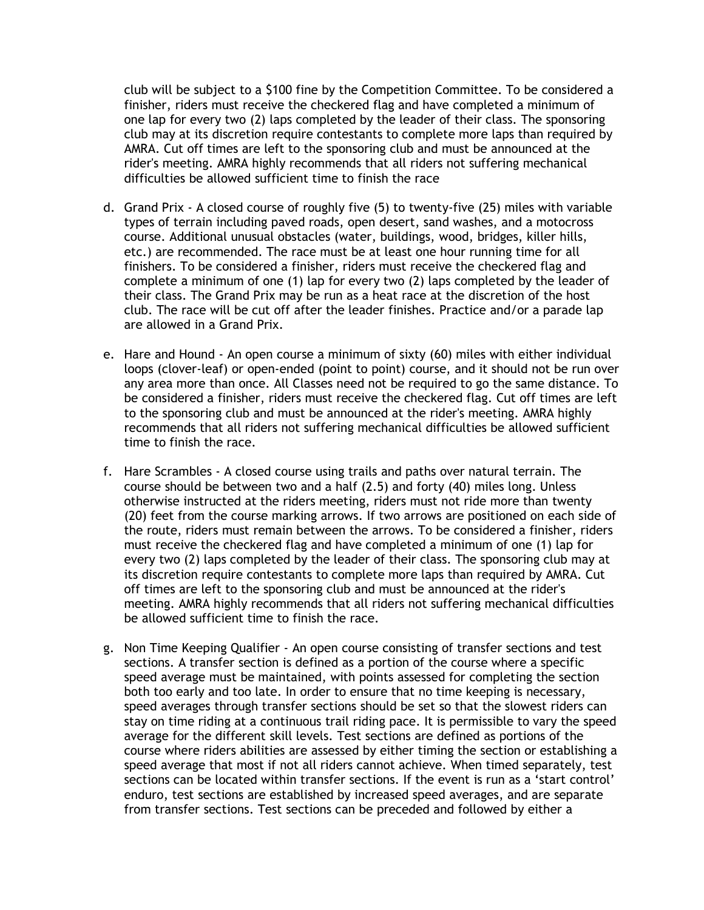club will be subject to a $100 fine by the Competition Committee. To be considered a finisher, riders must receive the checkered flag and have completed a minimum of one lap for every two (2) laps completed by the leader of their class. The sponsoring club may at its discretion require contestants to complete more laps than required by AMRA. Cut off times are left to the sponsoring club and must be announced at the rider's meeting. AMRA highly recommends that all riders not suffering mechanical difficulties be allowed sufficient time to finish the race

d. Grand Prix - A closed course of roughly five (5) to twenty-five (25) miles with variable types of terrain including paved roads, open desert, sand washes, and a motocross course. Additional unusual obstacles (water, buildings, wood, bridges, killer hills, etc.) are recommended. The race must be at least one hour running time for all finishers. To be considered a finisher, riders must receive the checkered flag and complete a minimum of one (1) lap for every two (2) laps completed by the leader of their class. The Grand Prix may be run as a heat race at the discretion of the host club. The race will be cut off after the leader finishes. Practice and/or a parade lap are allowed in a Grand Prix.

e. Hare and Hound - An open course a minimum of sixty (60) miles with either individual loops (clover-leaf) or open-ended (point to point) course, and it should not be run over any area more than once. All Classes need not be required to go the same distance. To be considered a finisher, riders must receive the checkered flag. Cut off times are left to the sponsoring club and must be announced at the rider's meeting. AMRA highly recommends that all riders not suffering mechanical difficulties be allowed sufficient time to finish the race.

f. Hare Scrambles - A closed course using trails and paths over natural terrain. The course should be between two and a half (2.5) and forty (40) miles long. Unless otherwise instructed at the riders meeting, riders must not ride more than twenty (20) feet from the course marking arrows. If two arrows are positioned on each side of the route, riders must remain between the arrows. To be considered a finisher, riders must receive the checkered flag and have completed a minimum of one (1) lap for every two (2) laps completed by the leader of their class. The sponsoring club may at its discretion require contestants to complete more laps than required by AMRA. Cut off times are left to the sponsoring club and must be announced at the rider's meeting. AMRA highly recommends that all riders not suffering mechanical difficulties be allowed sufficient time to finish the race.

g. Non Time Keeping Qualifier - An open course consisting of transfer sections and test sections. A transfer section is defined as a portion of the course where a specific speed average must be maintained, with points assessed for completing the section both too early and too late. In order to ensure that no time keeping is necessary, speed averages through transfer sections should be set so that the slowest riders can stay on time riding at a continuous trail riding pace. It is permissible to vary the speed average for the different skill levels. Test sections are defined as portions of the course where riders abilities are assessed by either timing the section or establishing a speed average that most if not all riders cannot achieve. When timed separately, test sections can be located within transfer sections. If the event is run as a 'start control' enduro, test sections are established by increased speed averages, and are separate from transfer sections. Test sections can be preceded and followed by either a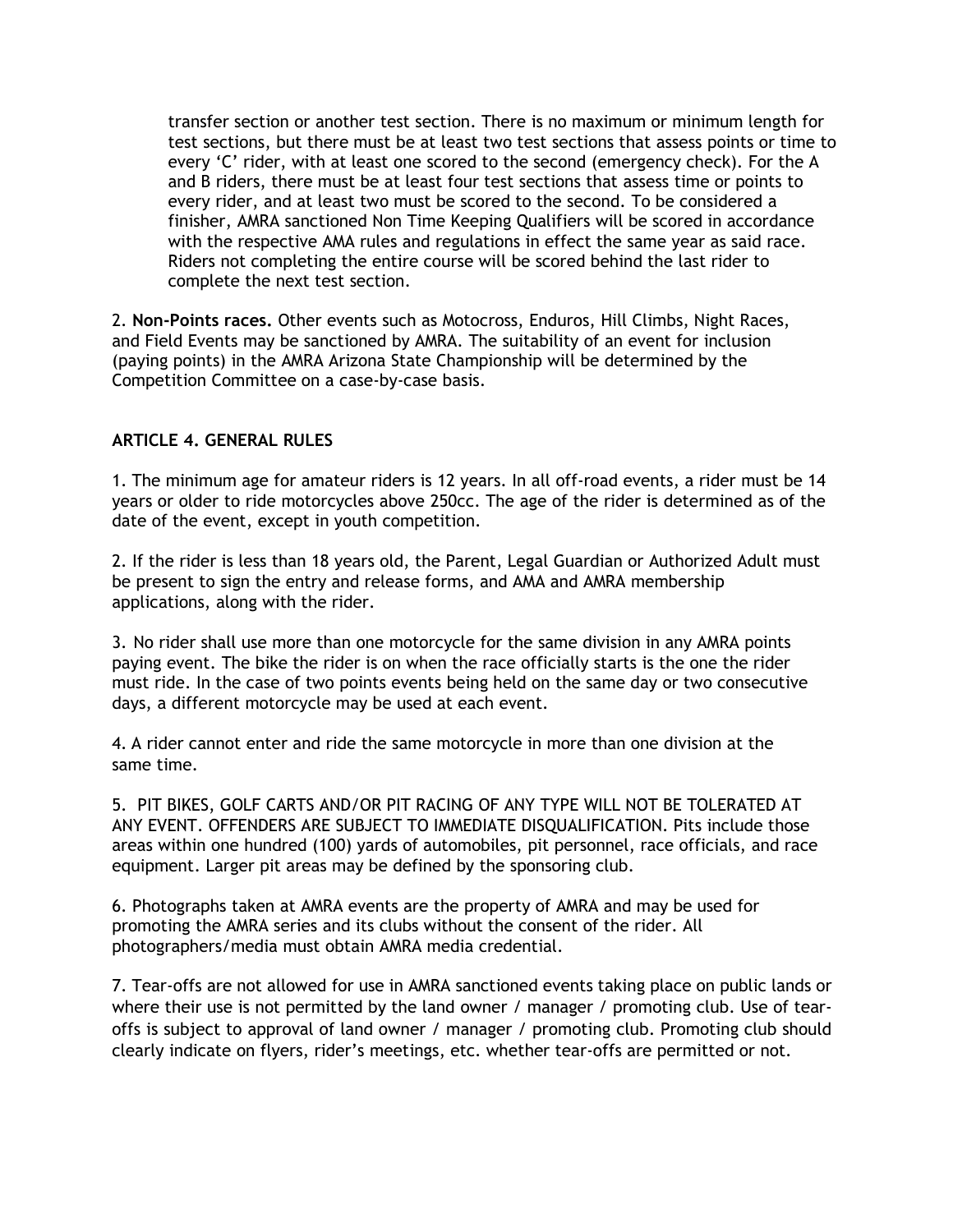transfer section or another test section. There is no maximum or minimum length for test sections, but there must be at least two test sections that assess points or time to every 'C' rider, with at least one scored to the second (emergency check). For the A and B riders, there must be at least four test sections that assess time or points to every rider, and at least two must be scored to the second. To be considered a finisher, AMRA sanctioned Non Time Keeping Qualifiers will be scored in accordance with the respective AMA rules and regulations in effect the same year as said race. Riders not completing the entire course will be scored behind the last rider to complete the next test section.

2. **Non-Points races.** Other events such as Motocross, Enduros, Hill Climbs, Night Races, and Field Events may be sanctioned by AMRA. The suitability of an event for inclusion (paying points) in the AMRA Arizona State Championship will be determined by the Competition Committee on a case-by-case basis.

## ARTICLE 4. GENERAL RULES

1. The minimum age for amateur riders is 12 years. In all off-road events, a rider must be 14 years or older to ride motorcycles above 250cc. The age of the rider is determined as of the date of the event, except in youth competition.

2. If the rider is less than 18 years old, the Parent, Legal Guardian or Authorized Adult must be present to sign the entry and release forms, and AMA and AMRA membership applications, along with the rider.

3. No rider shall use more than one motorcycle for the same division in any AMRA points paying event. The bike the rider is on when the race officially starts is the one the rider must ride. In the case of two points events being held on the same day or two consecutive days, a different motorcycle may be used at each event.

4. A rider cannot enter and ride the same motorcycle in more than one division at the same time.

5. PIT BIKES, GOLF CARTS AND/OR PIT RACING OF ANY TYPE WILL NOT BE TOLERATED AT ANY EVENT. OFFENDERS ARE SUBJECT TO IMMEDIATE DISQUALIFICATION. Pits include those areas within one hundred (100) yards of automobiles, pit personnel, race officials, and race equipment. Larger pit areas may be defined by the sponsoring club.

6. Photographs taken at AMRA events are the property of AMRA and may be used for promoting the AMRA series and its clubs without the consent of the rider. All photographers/media must obtain AMRA media credential.

7. Tear-offs are not allowed for use in AMRA sanctioned events taking place on public lands or where their use is not permitted by the land owner / manager / promoting club. Use of tear-offs is subject to approval of land owner / manager / promoting club. Promoting club should clearly indicate on flyers, rider's meetings, etc. whether tear-offs are permitted or not.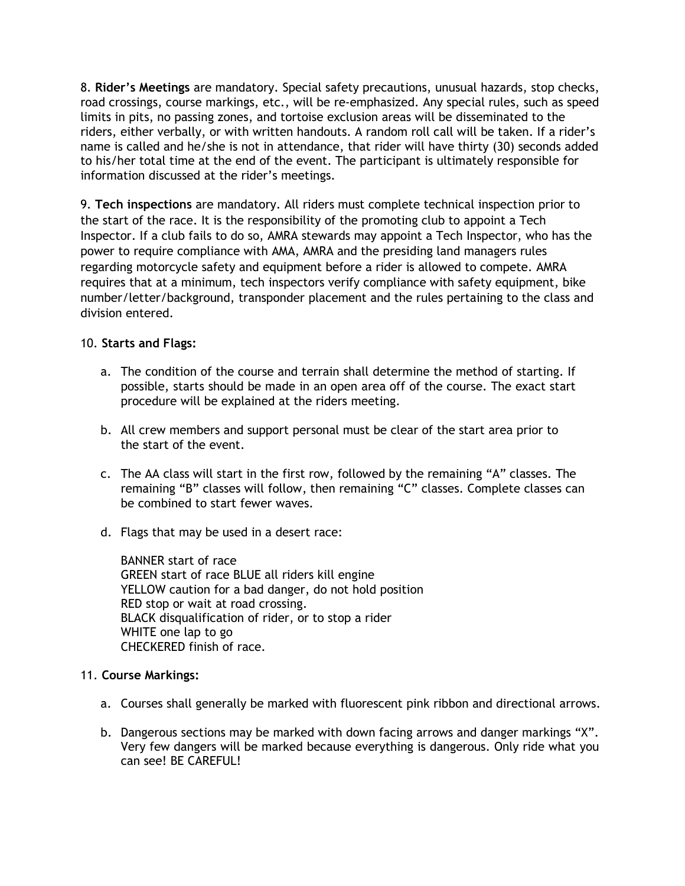8. **Rider's Meetings** are mandatory. Special safety precautions, unusual hazards, stop checks, road crossings, course markings, etc., will be re-emphasized. Any special rules, such as speed limits in pits, no passing zones, and tortoise exclusion areas will be disseminated to the riders, either verbally, or with written handouts. A random roll call will be taken. If a rider's name is called and he/she is not in attendance, that rider will have thirty (30) seconds added to his/her total time at the end of the event. The participant is ultimately responsible for information discussed at the rider's meetings.

9. **Tech inspections** are mandatory. All riders must complete technical inspection prior to the start of the race. It is the responsibility of the promoting club to appoint a Tech Inspector. If a club fails to do so, AMRA stewards may appoint a Tech Inspector, who has the power to require compliance with AMA, AMRA and the presiding land managers rules regarding motorcycle safety and equipment before a rider is allowed to compete. AMRA requires that at a minimum, tech inspectors verify compliance with safety equipment, bike number/letter/background, transponder placement and the rules pertaining to the class and division entered.

10. **Starts and Flags:**

a. The condition of the course and terrain shall determine the method of starting. If possible, starts should be made in an open area off of the course. The exact start procedure will be explained at the riders meeting.

b. All crew members and support personal must be clear of the start area prior to the start of the event.

c. The AA class will start in the first row, followed by the remaining "A" classes. The remaining "B" classes will follow, then remaining "C" classes. Complete classes can be combined to start fewer waves.

d. Flags that may be used in a desert race:

BANNER start of race
GREEN start of race BLUE all riders kill engine
YELLOW caution for a bad danger, do not hold position
RED stop or wait at road crossing.
BLACK disqualification of rider, or to stop a rider
WHITE one lap to go
CHECKERED finish of race.

11. **Course Markings:**

a. Courses shall generally be marked with fluorescent pink ribbon and directional arrows.

b. Dangerous sections may be marked with down facing arrows and danger markings "X". Very few dangers will be marked because everything is dangerous. Only ride what you can see! BE CAREFUL!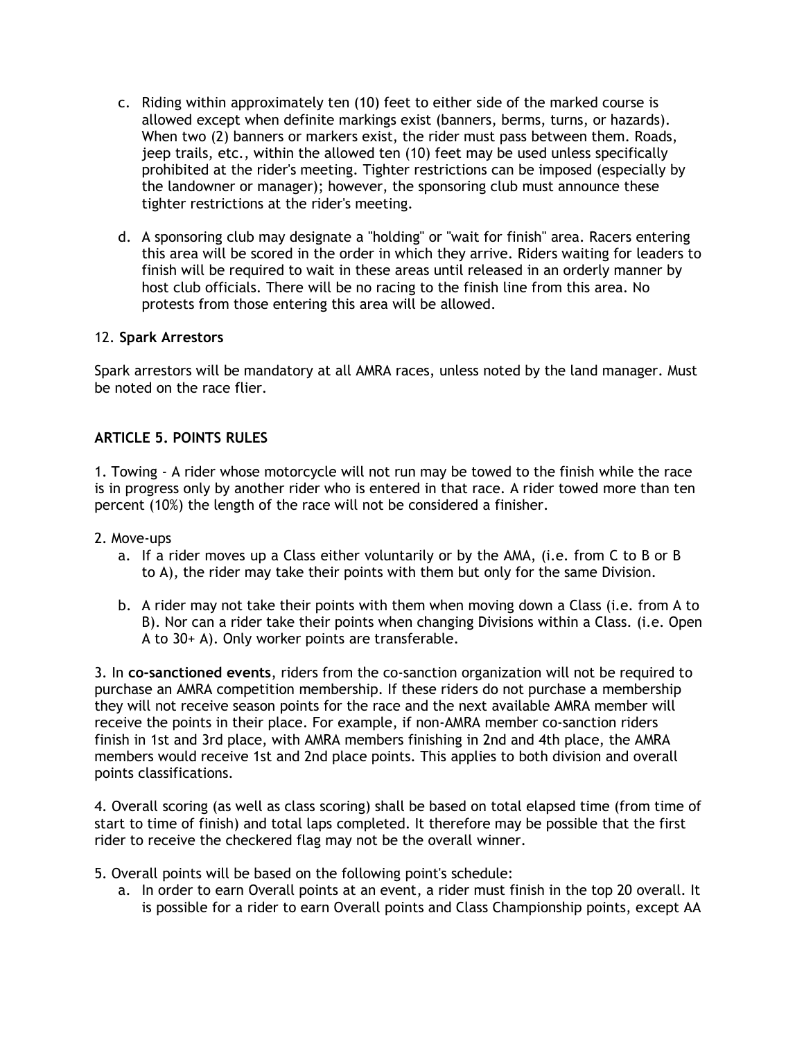c. Riding within approximately ten (10) feet to either side of the marked course is allowed except when definite markings exist (banners, berms, turns, or hazards). When two (2) banners or markers exist, the rider must pass between them. Roads, jeep trails, etc., within the allowed ten (10) feet may be used unless specifically prohibited at the rider's meeting. Tighter restrictions can be imposed (especially by the landowner or manager); however, the sponsoring club must announce these tighter restrictions at the rider's meeting.

d. A sponsoring club may designate a "holding" or "wait for finish" area. Racers entering this area will be scored in the order in which they arrive. Riders waiting for leaders to finish will be required to wait in these areas until released in an orderly manner by host club officials. There will be no racing to the finish line from this area. No protests from those entering this area will be allowed.

12. **Spark Arrestors**

Spark arrestors will be mandatory at all AMRA races, unless noted by the land manager. Must be noted on the race flier.

## ARTICLE 5. POINTS RULES

1. Towing - A rider whose motorcycle will not run may be towed to the finish while the race is in progress only by another rider who is entered in that race. A rider towed more than ten percent (10%) the length of the race will not be considered a finisher.

2. Move-ups
   a. If a rider moves up a Class either voluntarily or by the AMA, (i.e. from C to B or B to A), the rider may take their points with them but only for the same Division.

   b. A rider may not take their points with them when moving down a Class (i.e. from A to B). Nor can a rider take their points when changing Divisions within a Class. (i.e. Open A to 30+ A). Only worker points are transferable.

3. In **co-sanctioned events**, riders from the co-sanction organization will not be required to purchase an AMRA competition membership. If these riders do not purchase a membership they will not receive season points for the race and the next available AMRA member will receive the points in their place. For example, if non-AMRA member co-sanction riders finish in 1st and 3rd place, with AMRA members finishing in 2nd and 4th place, the AMRA members would receive 1st and 2nd place points. This applies to both division and overall points classifications.

4. Overall scoring (as well as class scoring) shall be based on total elapsed time (from time of start to time of finish) and total laps completed. It therefore may be possible that the first rider to receive the checkered flag may not be the overall winner.

5. Overall points will be based on the following point's schedule:
   a. In order to earn Overall points at an event, a rider must finish in the top 20 overall. It is possible for a rider to earn Overall points and Class Championship points, except AA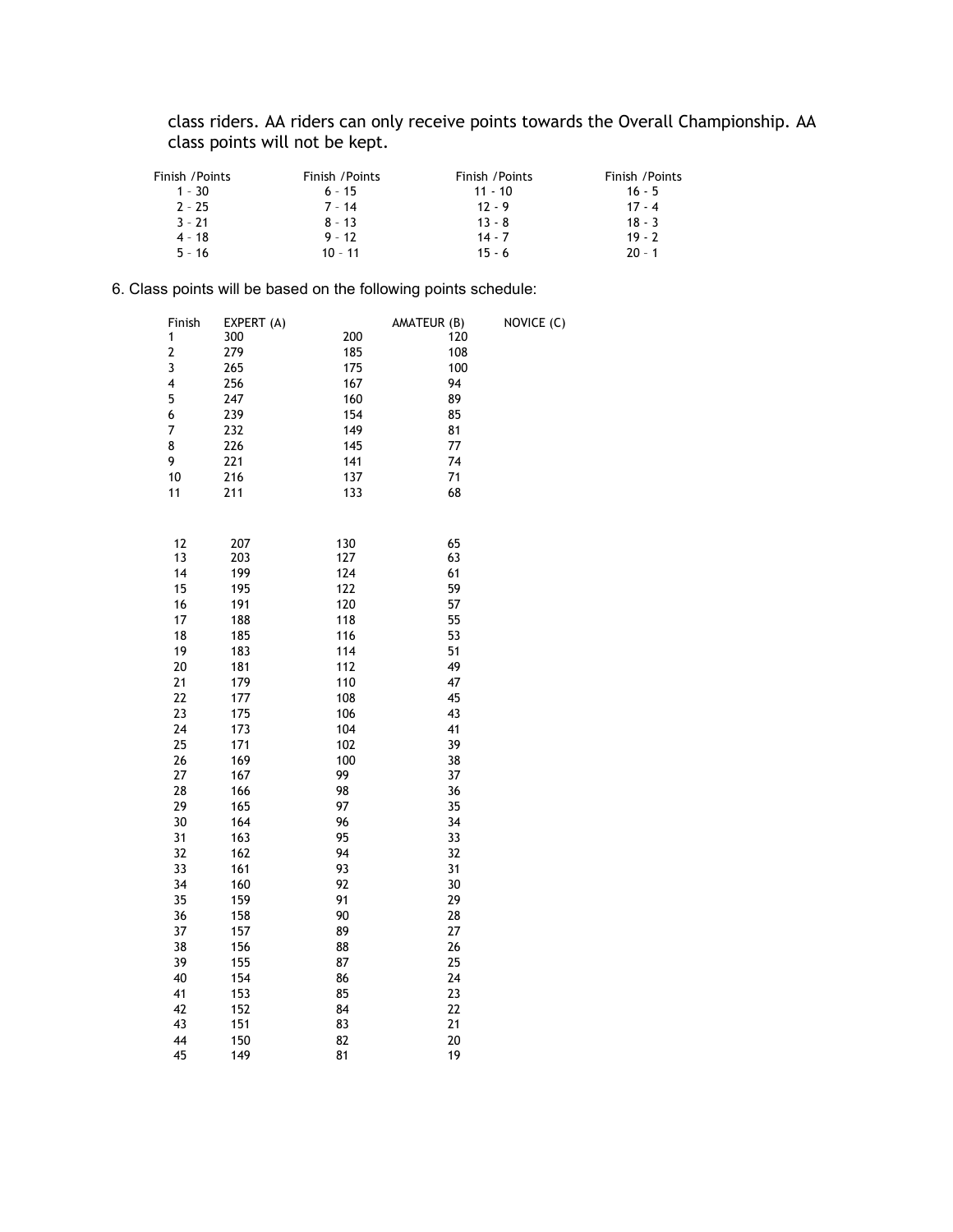class riders. AA riders can only receive points towards the Overall Championship. AA class points will not be kept.

| Finish /Points | Finish /Points | Finish /Points | Finish /Points |
|---|---|---|---|
| 1 – 30 | 6 – 15 | 11 - 10 | 16 - 5 |
| 2 – 25 | 7 – 14 | 12 - 9 | 17 - 4 |
| 3 – 21 | 8 – 13 | 13 - 8 | 18 - 3 |
| 4 – 18 | 9 – 12 | 14 - 7 | 19 - 2 |
| 5 – 16 | 10 – 11 | 15 - 6 | 20 – 1 |

6. Class points will be based on the following points schedule:

| Finish | EXPERT (A) | AMATEUR (B) | NOVICE (C) |
|---|---|---|---|
| 1 | 300 | 200 | 120 |
| 2 | 279 | 185 | 108 |
| 3 | 265 | 175 | 100 |
| 4 | 256 | 167 | 94 |
| 5 | 247 | 160 | 89 |
| 6 | 239 | 154 | 85 |
| 7 | 232 | 149 | 81 |
| 8 | 226 | 145 | 77 |
| 9 | 221 | 141 | 74 |
| 10 | 216 | 137 | 71 |
| 11 | 211 | 133 | 68 |
| 12 | 207 | 130 | 65 |
| 13 | 203 | 127 | 63 |
| 14 | 199 | 124 | 61 |
| 15 | 195 | 122 | 59 |
| 16 | 191 | 120 | 57 |
| 17 | 188 | 118 | 55 |
| 18 | 185 | 116 | 53 |
| 19 | 183 | 114 | 51 |
| 20 | 181 | 112 | 49 |
| 21 | 179 | 110 | 47 |
| 22 | 177 | 108 | 45 |
| 23 | 175 | 106 | 43 |
| 24 | 173 | 104 | 41 |
| 25 | 171 | 102 | 39 |
| 26 | 169 | 100 | 38 |
| 27 | 167 | 99 | 37 |
| 28 | 166 | 98 | 36 |
| 29 | 165 | 97 | 35 |
| 30 | 164 | 96 | 34 |
| 31 | 163 | 95 | 33 |
| 32 | 162 | 94 | 32 |
| 33 | 161 | 93 | 31 |
| 34 | 160 | 92 | 30 |
| 35 | 159 | 91 | 29 |
| 36 | 158 | 90 | 28 |
| 37 | 157 | 89 | 27 |
| 38 | 156 | 88 | 26 |
| 39 | 155 | 87 | 25 |
| 40 | 154 | 86 | 24 |
| 41 | 153 | 85 | 23 |
| 42 | 152 | 84 | 22 |
| 43 | 151 | 83 | 21 |
| 44 | 150 | 82 | 20 |
| 45 | 149 | 81 | 19 |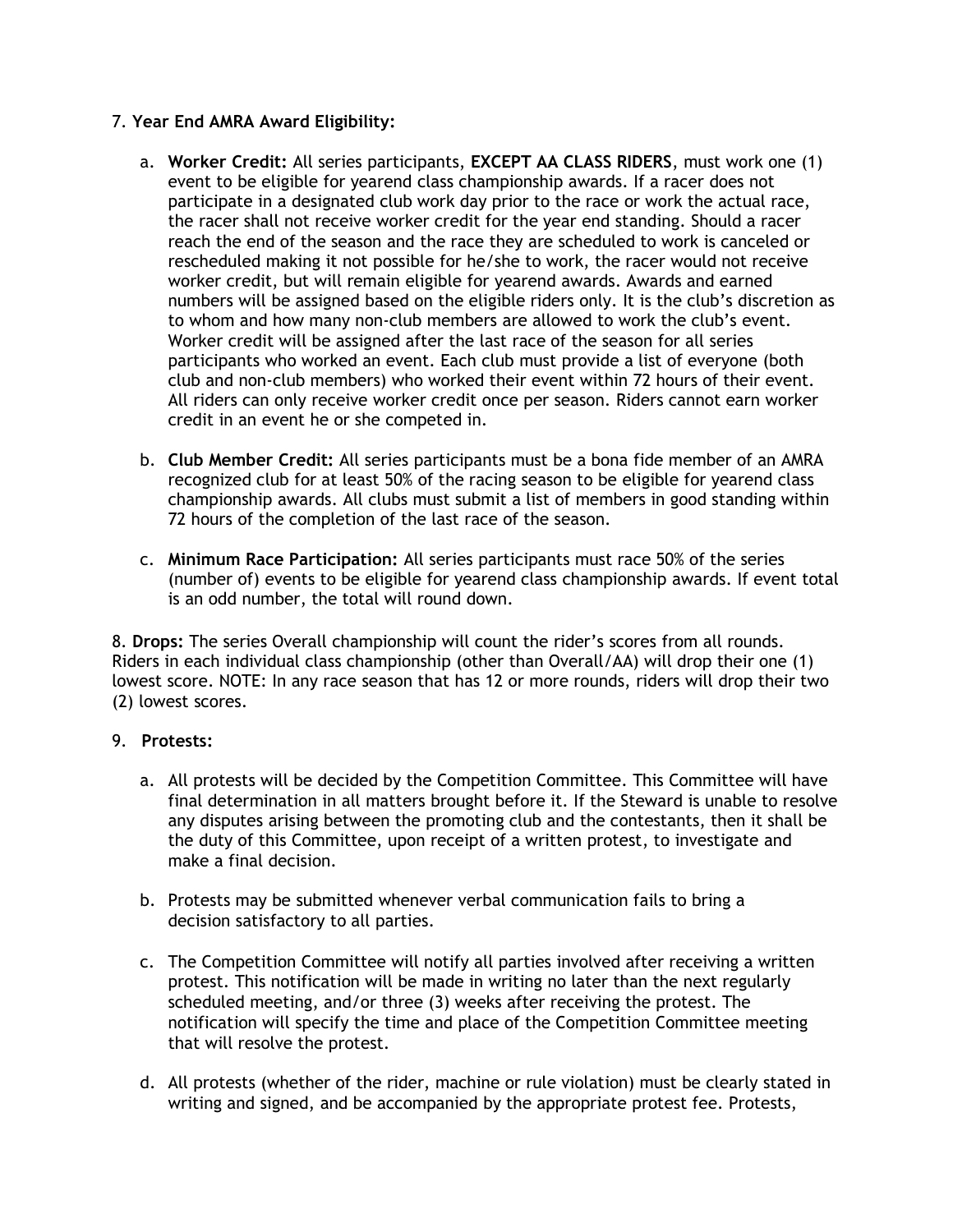7. **Year End AMRA Award Eligibility:**

   a. **Worker Credit:** All series participants, **EXCEPT AA CLASS RIDERS**, must work one (1) event to be eligible for yearend class championship awards. If a racer does not participate in a designated club work day prior to the race or work the actual race, the racer shall not receive worker credit for the year end standing. Should a racer reach the end of the season and the race they are scheduled to work is canceled or rescheduled making it not possible for he/she to work, the racer would not receive worker credit, but will remain eligible for yearend awards. Awards and earned numbers will be assigned based on the eligible riders only. It is the club's discretion as to whom and how many non-club members are allowed to work the club's event. Worker credit will be assigned after the last race of the season for all series participants who worked an event. Each club must provide a list of everyone (both club and non-club members) who worked their event within 72 hours of their event. All riders can only receive worker credit once per season. Riders cannot earn worker credit in an event he or she competed in.

   b. **Club Member Credit:** All series participants must be a bona fide member of an AMRA recognized club for at least 50% of the racing season to be eligible for yearend class championship awards. All clubs must submit a list of members in good standing within 72 hours of the completion of the last race of the season.

   c. **Minimum Race Participation:** All series participants must race 50% of the series (number of) events to be eligible for yearend class championship awards. If event total is an odd number, the total will round down.

8. **Drops:** The series Overall championship will count the rider's scores from all rounds. Riders in each individual class championship (other than Overall/AA) will drop their one (1) lowest score. NOTE: In any race season that has 12 or more rounds, riders will drop their two (2) lowest scores.

9. **Protests:**

   a. All protests will be decided by the Competition Committee. This Committee will have final determination in all matters brought before it. If the Steward is unable to resolve any disputes arising between the promoting club and the contestants, then it shall be the duty of this Committee, upon receipt of a written protest, to investigate and make a final decision.

   b. Protests may be submitted whenever verbal communication fails to bring a decision satisfactory to all parties.

   c. The Competition Committee will notify all parties involved after receiving a written protest. This notification will be made in writing no later than the next regularly scheduled meeting, and/or three (3) weeks after receiving the protest. The notification will specify the time and place of the Competition Committee meeting that will resolve the protest.

   d. All protests (whether of the rider, machine or rule violation) must be clearly stated in writing and signed, and be accompanied by the appropriate protest fee. Protests,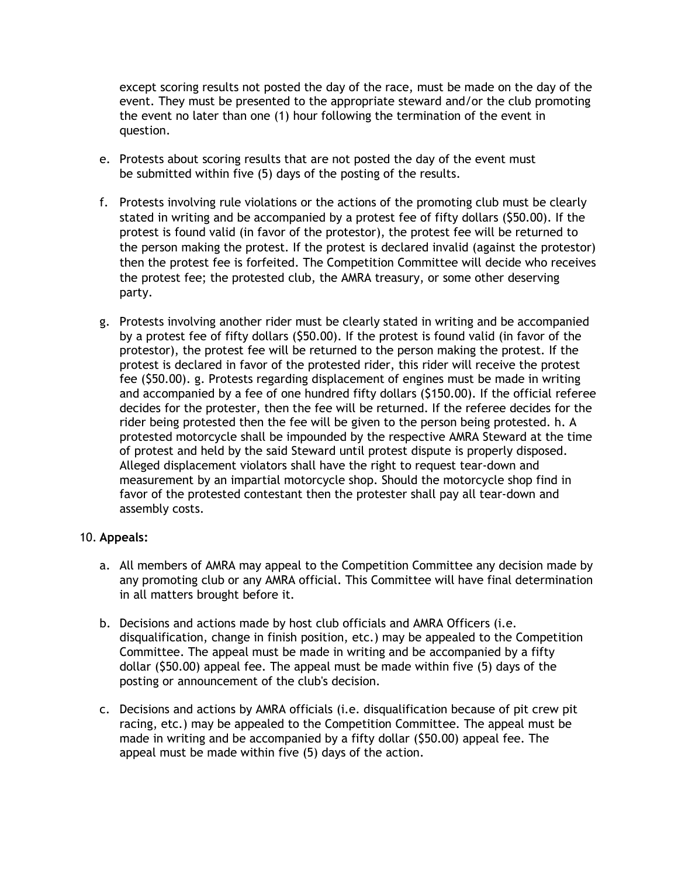except scoring results not posted the day of the race, must be made on the day of the event. They must be presented to the appropriate steward and/or the club promoting the event no later than one (1) hour following the termination of the event in question.

e. Protests about scoring results that are not posted the day of the event must be submitted within five (5) days of the posting of the results.

f. Protests involving rule violations or the actions of the promoting club must be clearly stated in writing and be accompanied by a protest fee of fifty dollars ($50.00). If the protest is found valid (in favor of the protestor), the protest fee will be returned to the person making the protest. If the protest is declared invalid (against the protestor) then the protest fee is forfeited. The Competition Committee will decide who receives the protest fee; the protested club, the AMRA treasury, or some other deserving party.

g. Protests involving another rider must be clearly stated in writing and be accompanied by a protest fee of fifty dollars ($50.00). If the protest is found valid (in favor of the protestor), the protest fee will be returned to the person making the protest. If the protest is declared in favor of the protested rider, this rider will receive the protest fee ($50.00). g. Protests regarding displacement of engines must be made in writing and accompanied by a fee of one hundred fifty dollars ($150.00). If the official referee decides for the protester, then the fee will be returned. If the referee decides for the rider being protested then the fee will be given to the person being protested. h. A protested motorcycle shall be impounded by the respective AMRA Steward at the time of protest and held by the said Steward until protest dispute is properly disposed. Alleged displacement violators shall have the right to request tear-down and measurement by an impartial motorcycle shop. Should the motorcycle shop find in favor of the protested contestant then the protester shall pay all tear-down and assembly costs.

10. **Appeals:**

a. All members of AMRA may appeal to the Competition Committee any decision made by any promoting club or any AMRA official. This Committee will have final determination in all matters brought before it.

b. Decisions and actions made by host club officials and AMRA Officers (i.e. disqualification, change in finish position, etc.) may be appealed to the Competition Committee. The appeal must be made in writing and be accompanied by a fifty dollar ($50.00) appeal fee. The appeal must be made within five (5) days of the posting or announcement of the club's decision.

c. Decisions and actions by AMRA officials (i.e. disqualification because of pit crew pit racing, etc.) may be appealed to the Competition Committee. The appeal must be made in writing and be accompanied by a fifty dollar ($50.00) appeal fee. The appeal must be made within five (5) days of the action.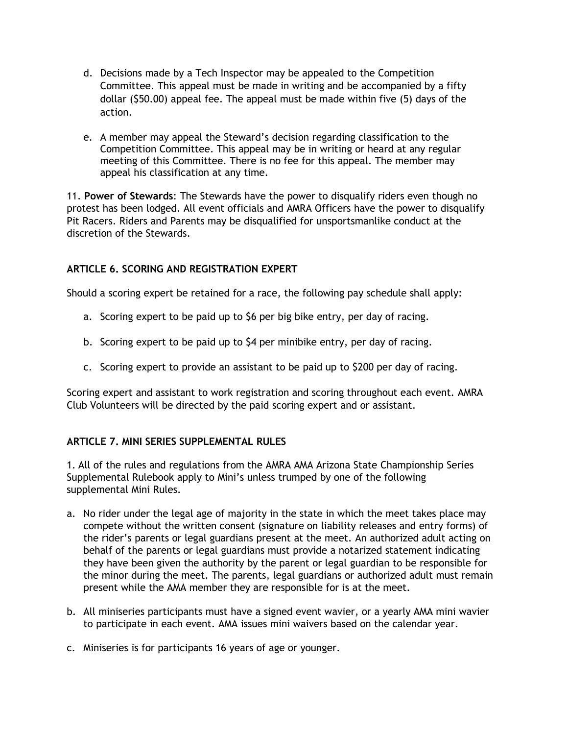d. Decisions made by a Tech Inspector may be appealed to the Competition Committee. This appeal must be made in writing and be accompanied by a fifty dollar ($50.00) appeal fee. The appeal must be made within five (5) days of the action.

e. A member may appeal the Steward's decision regarding classification to the Competition Committee. This appeal may be in writing or heard at any regular meeting of this Committee. There is no fee for this appeal. The member may appeal his classification at any time.

11. **Power of Stewards**: The Stewards have the power to disqualify riders even though no protest has been lodged. All event officials and AMRA Officers have the power to disqualify Pit Racers. Riders and Parents may be disqualified for unsportsmanlike conduct at the discretion of the Stewards.

## ARTICLE 6. SCORING AND REGISTRATION EXPERT

Should a scoring expert be retained for a race, the following pay schedule shall apply:

a. Scoring expert to be paid up to $6 per big bike entry, per day of racing.

b. Scoring expert to be paid up to $4 per minibike entry, per day of racing.

c. Scoring expert to provide an assistant to be paid up to $200 per day of racing.

Scoring expert and assistant to work registration and scoring throughout each event. AMRA Club Volunteers will be directed by the paid scoring expert and or assistant.

## ARTICLE 7. MINI SERIES SUPPLEMENTAL RULES

1. All of the rules and regulations from the AMRA AMA Arizona State Championship Series Supplemental Rulebook apply to Mini's unless trumped by one of the following supplemental Mini Rules.

a. No rider under the legal age of majority in the state in which the meet takes place may compete without the written consent (signature on liability releases and entry forms) of the rider's parents or legal guardians present at the meet. An authorized adult acting on behalf of the parents or legal guardians must provide a notarized statement indicating they have been given the authority by the parent or legal guardian to be responsible for the minor during the meet. The parents, legal guardians or authorized adult must remain present while the AMA member they are responsible for is at the meet.

b. All miniseries participants must have a signed event wavier, or a yearly AMA mini wavier to participate in each event. AMA issues mini waivers based on the calendar year.

c. Miniseries is for participants 16 years of age or younger.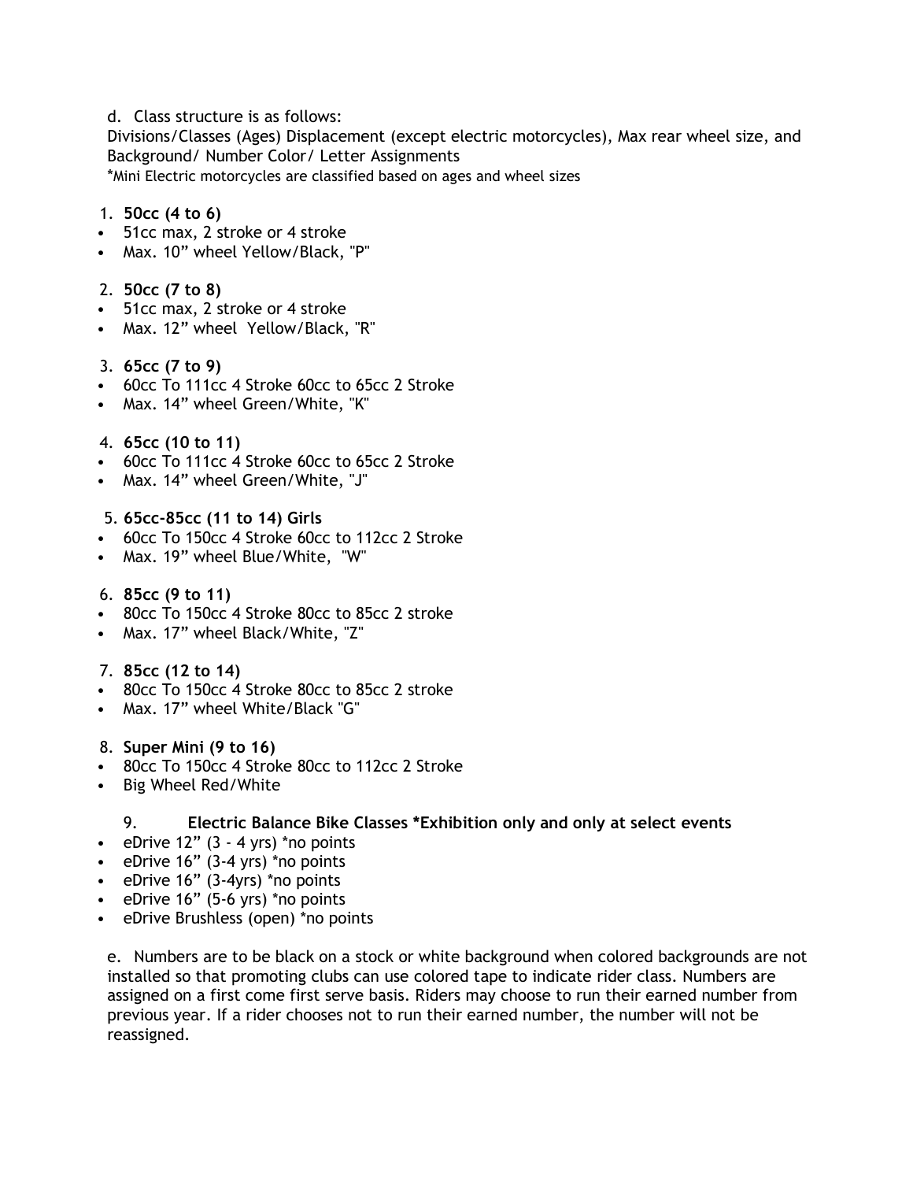d. Class structure is as follows:
Divisions/Classes (Ages) Displacement (except electric motorcycles), Max rear wheel size, and Background/ Number Color/ Letter Assignments
*Mini Electric motorcycles are classified based on ages and wheel sizes

1. **50cc (4 to 6)**
- 51cc max, 2 stroke or 4 stroke
- Max. 10” wheel Yellow/Black, "P"

2. **50cc (7 to 8)**
- 51cc max, 2 stroke or 4 stroke
- Max. 12” wheel Yellow/Black, "R"

3. **65cc (7 to 9)**
- 60cc To 111cc 4 Stroke 60cc to 65cc 2 Stroke
- Max. 14” wheel Green/White, "K"

4. **65cc (10 to 11)**
- 60cc To 111cc 4 Stroke 60cc to 65cc 2 Stroke
- Max. 14” wheel Green/White, "J"

5. **65cc-85cc (11 to 14) Girls**
- 60cc To 150cc 4 Stroke 60cc to 112cc 2 Stroke
- Max. 19” wheel Blue/White, "W"

6. **85cc (9 to 11)**
- 80cc To 150cc 4 Stroke 80cc to 85cc 2 stroke
- Max. 17” wheel Black/White, "Z"

7. **85cc (12 to 14)**
- 80cc To 150cc 4 Stroke 80cc to 85cc 2 stroke
- Max. 17” wheel White/Black "G"

8. **Super Mini (9 to 16)**
- 80cc To 150cc 4 Stroke 80cc to 112cc 2 Stroke
- Big Wheel Red/White

9. **Electric Balance Bike Classes *Exhibition only and only at select events**
- eDrive 12” (3 - 4 yrs) *no points
- eDrive 16” (3-4 yrs) *no points
- eDrive 16” (3-4yrs) *no points
- eDrive 16” (5-6 yrs) *no points
- eDrive Brushless (open) *no points

e. Numbers are to be black on a stock or white background when colored backgrounds are not installed so that promoting clubs can use colored tape to indicate rider class. Numbers are assigned on a first come first serve basis. Riders may choose to run their earned number from previous year. If a rider chooses not to run their earned number, the number will not be reassigned.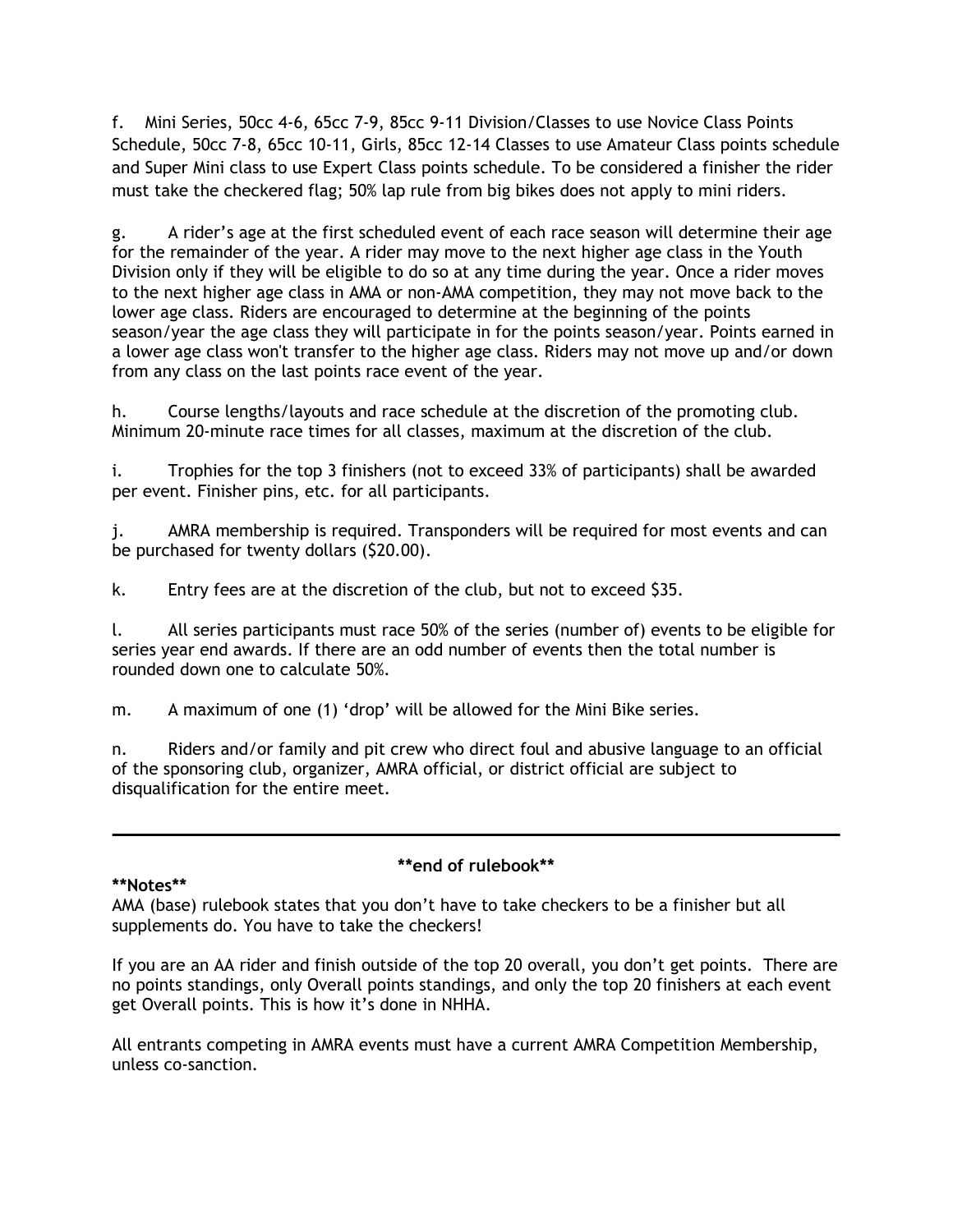f. Mini Series, 50cc 4-6, 65cc 7-9, 85cc 9-11 Division/Classes to use Novice Class Points Schedule, 50cc 7-8, 65cc 10-11, Girls, 85cc 12-14 Classes to use Amateur Class points schedule and Super Mini class to use Expert Class points schedule. To be considered a finisher the rider must take the checkered flag; 50% lap rule from big bikes does not apply to mini riders.

g. A rider's age at the first scheduled event of each race season will determine their age for the remainder of the year. A rider may move to the next higher age class in the Youth Division only if they will be eligible to do so at any time during the year. Once a rider moves to the next higher age class in AMA or non-AMA competition, they may not move back to the lower age class. Riders are encouraged to determine at the beginning of the points season/year the age class they will participate in for the points season/year. Points earned in a lower age class won't transfer to the higher age class. Riders may not move up and/or down from any class on the last points race event of the year.

h. Course lengths/layouts and race schedule at the discretion of the promoting club. Minimum 20-minute race times for all classes, maximum at the discretion of the club.

i. Trophies for the top 3 finishers (not to exceed 33% of participants) shall be awarded per event. Finisher pins, etc. for all participants.

j. AMRA membership is required. Transponders will be required for most events and can be purchased for twenty dollars ($20.00).

k. Entry fees are at the discretion of the club, but not to exceed $35.

l. All series participants must race 50% of the series (number of) events to be eligible for series year end awards. If there are an odd number of events then the total number is rounded down one to calculate 50%.

m. A maximum of one (1) 'drop' will be allowed for the Mini Bike series.

n. Riders and/or family and pit crew who direct foul and abusive language to an official of the sponsoring club, organizer, AMRA official, or district official are subject to disqualification for the entire meet.

---

**\*\*end of rulebook\*\***

**\*\*Notes\*\***

AMA (base) rulebook states that you don't have to take checkers to be a finisher but all supplements do. You have to take the checkers!

If you are an AA rider and finish outside of the top 20 overall, you don't get points. There are no points standings, only Overall points standings, and only the top 20 finishers at each event get Overall points. This is how it's done in NHHA.

All entrants competing in AMRA events must have a current AMRA Competition Membership, unless co-sanction.